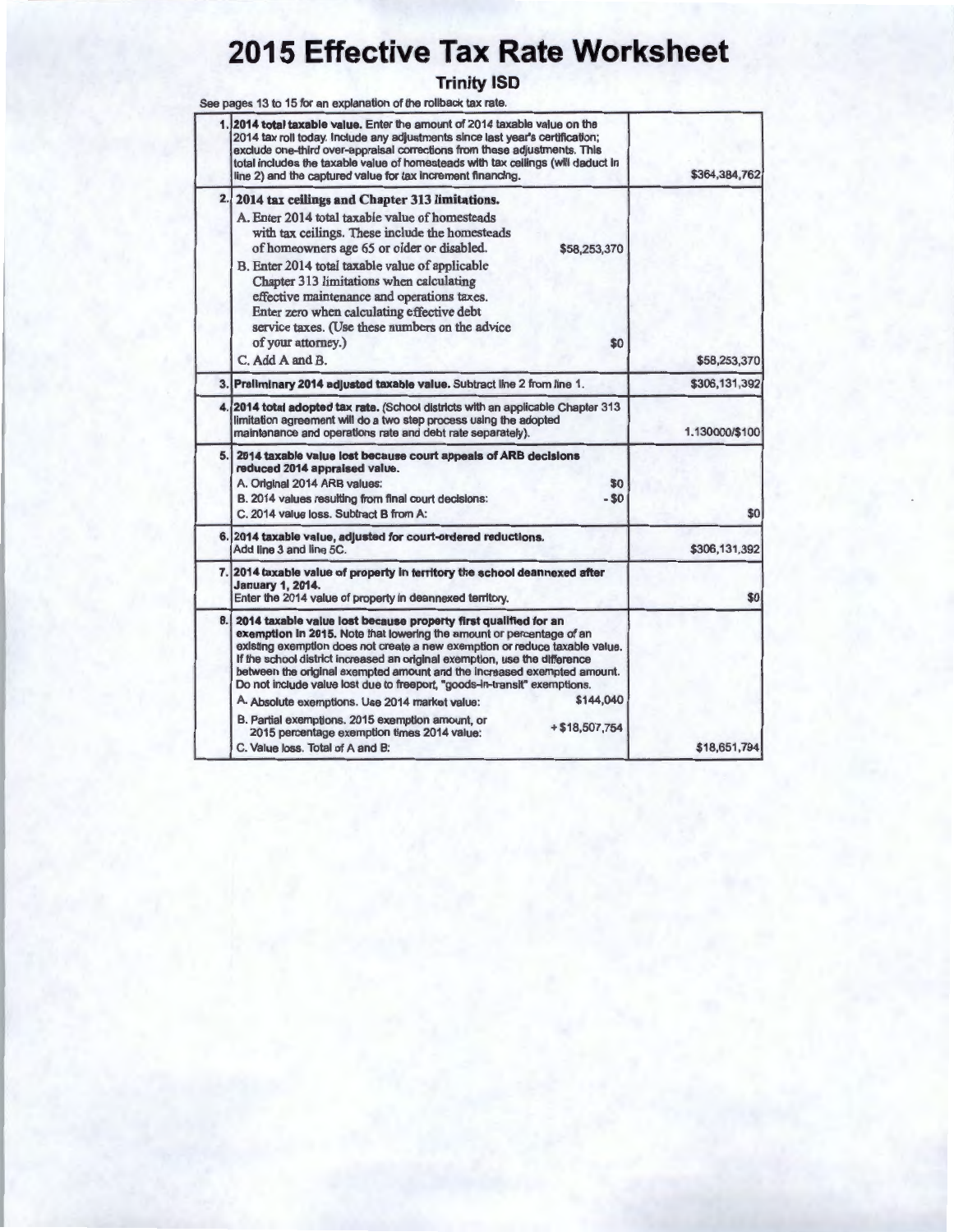# 2015 Effective Tax Rate Worksheet

## Trinity ISD

See pages 13 to 15 for an explanation of the rollback tax rate.

| | | |
|---|---|---|
| 1. | **2014 total taxable value.** Enter the amount of 2014 taxable value on the 2014 tax roll today. Include any adjustments since last year's certification; exclude one-third over-appraisal corrections from these adjustments. This total includes the taxable value of homesteads with tax ceilings (will deduct in line 2) and the captured value for tax increment financing. | $364,384,762 |
| 2. | **2014 tax ceilings and Chapter 313 limitations.**<br>A. Enter 2014 total taxable value of homesteads with tax ceilings. These include the homesteads of homeowners age 65 or older or disabled. $58,253,370<br>B. Enter 2014 total taxable value of applicable Chapter 313 limitations when calculating effective maintenance and operations taxes. Enter zero when calculating effective debt service taxes. (Use these numbers on the advice of your attorney.) $0<br>C. Add A and B. | $58,253,370 |
| 3. | **Preliminary 2014 adjusted taxable value.** Subtract line 2 from line 1. | $306,131,392 |
| 4. | **2014 total adopted tax rate.** (School districts with an applicable Chapter 313 limitation agreement will do a two step process using the adopted maintenance and operations rate and debt rate separately). | 1.130000/$100 |
| 5. | **2014 taxable value lost because court appeals of ARB decisions reduced 2014 appraised value.**<br>A. Original 2014 ARB values: $0<br>B. 2014 values resulting from final court decisions: - $0<br>C. 2014 value loss. Subtract B from A: | $0 |
| 6. | **2014 taxable value, adjusted for court-ordered reductions.** Add line 3 and line 5C. | $306,131,392 |
| 7. | **2014 taxable value of property in territory the school deannexed after January 1, 2014.** Enter the 2014 value of property in deannexed territory. | $0 |
| 8. | **2014 taxable value lost because property first qualified for an exemption in 2015.** Note that lowering the amount or percentage of an existing exemption does not create a new exemption or reduce taxable value. If the school district increased an original exemption, use the difference between the original exempted amount and the increased exempted amount. Do not include value lost due to freeport, "goods-in-transit" exemptions.<br>A. Absolute exemptions. Use 2014 market value: $144,040<br>B. Partial exemptions. 2015 exemption amount, or 2015 percentage exemption times 2014 value: + $18,507,754<br>C. Value loss. Total of A and B: | $18,651,794 |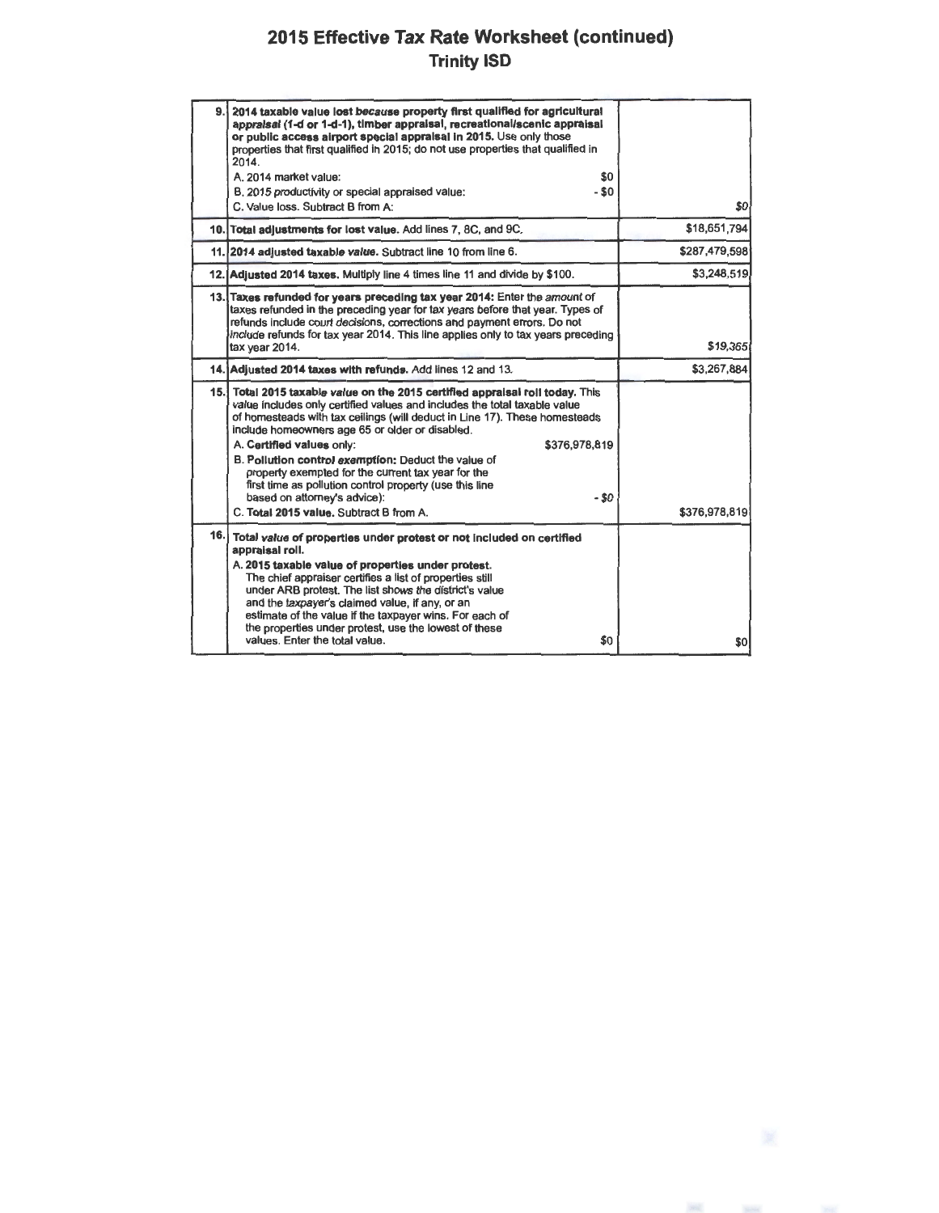# 2015 Effective Tax Rate Worksheet (continued)

## Trinity ISD

| | | |
|---|---|---|
| 9. | **2014 taxable value lost because property first qualified for agricultural appraisal (1-d or 1-d-1), timber appraisal, recreational/scenic appraisal or public access airport special appraisal in 2015.** Use only those properties that first qualified in 2015; do not use properties that qualified in 2014.<br>A. 2014 market value: $0<br>B. 2015 productivity or special appraised value: - $0<br>C. Value loss. Subtract B from A: | $0 |
| 10. | **Total adjustments for lost value.** Add lines 7, 8C, and 9C. | $18,651,794 |
| 11. | **2014 adjusted taxable value.** Subtract line 10 from line 6. | $287,479,598 |
| 12. | **Adjusted 2014 taxes.** Multiply line 4 times line 11 and divide by $100. | $3,248,519 |
| 13. | **Taxes refunded for years preceding tax year 2014:** Enter the amount of taxes refunded in the preceding year for tax years before that year. Types of refunds include court decisions, corrections and payment errors. Do not include refunds for tax year 2014. This line applies only to tax years preceding tax year 2014. | $19,365 |
| 14. | **Adjusted 2014 taxes with refunds.** Add lines 12 and 13. | $3,267,884 |
| 15. | **Total 2015 taxable value on the 2015 certified appraisal roll today.** This value includes only certified values and includes the total taxable value of homesteads with tax ceilings (will deduct in Line 17). These homesteads include homeowners age 65 or older or disabled.<br>A. **Certified values only:** $376,978,819<br>B. **Pollution control exemption:** Deduct the value of property exempted for the current tax year for the first time as pollution control property (use this line based on attorney's advice): - $0<br>C. **Total 2015 value.** Subtract B from A. | $376,978,819 |
| 16. | **Total value of properties under protest or not included on certified appraisal roll.**<br>A. **2015 taxable value of properties under protest.** The chief appraiser certifies a list of properties still under ARB protest. The list shows the district's value and the taxpayer's claimed value, if any, or an estimate of the value if the taxpayer wins. For each of the properties under protest, use the lowest of these values. Enter the total value. $0 | $0 |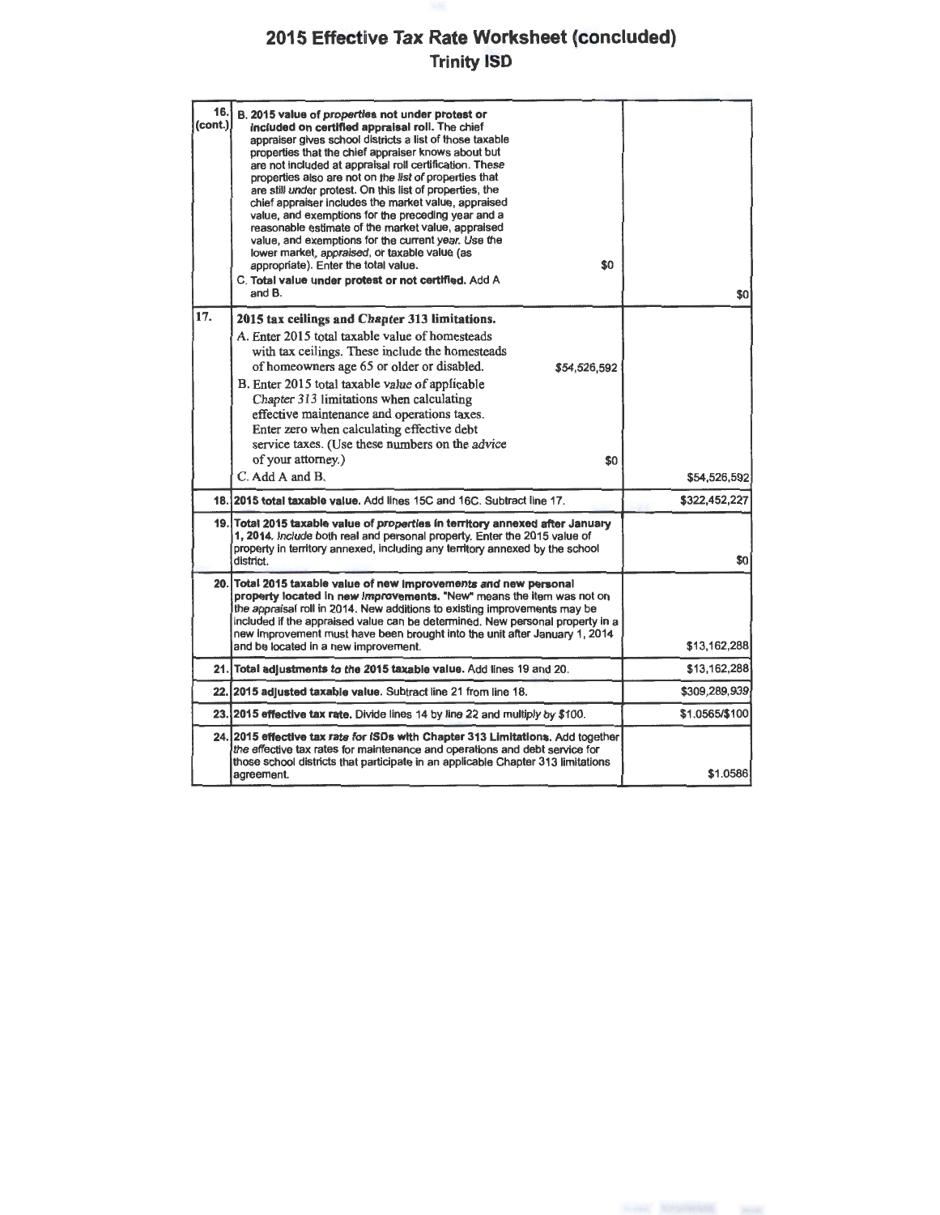# 2015 Effective Tax Rate Worksheet (concluded)
## Trinity ISD

| Line | Description | Amount |
|---|---|---|
| 16. (cont.) | **B. 2015 value of properties not under protest or included on certified appraisal roll.** The chief appraiser gives school districts a list of those taxable properties that the chief appraiser knows about but are not included at appraisal roll certification. These properties also are not on the list of properties that are still under protest. On this list of properties, the chief appraiser includes the market value, appraised value, and exemptions for the preceding year and a reasonable estimate of the market value, appraised value, and exemptions for the current year. Use the lower market, appraised, or taxable value (as appropriate). Enter the total value. $0<br>**C. Total value under protest or not certified.** Add A and B. | $0 |
| 17. | **2015 tax ceilings and Chapter 313 limitations.**<br>A. Enter 2015 total taxable value of homesteads with tax ceilings. These include the homesteads of homeowners age 65 or older or disabled. $54,526,592<br>B. Enter 2015 total taxable value of applicable Chapter 313 limitations when calculating effective maintenance and operations taxes. Enter zero when calculating effective debt service taxes. (Use these numbers on the advice of your attorney.) $0<br>C. Add A and B. | $54,526,592 |
| 18. | **2015 total taxable value.** Add lines 15C and 16C. Subtract line 17. | $322,452,227 |
| 19. | **Total 2015 taxable value of properties in territory annexed after January 1, 2014.** Include both real and personal property. Enter the 2015 value of property in territory annexed, including any territory annexed by the school district. | $0 |
| 20. | **Total 2015 taxable value of new improvements and new personal property located in new improvements.** "New" means the item was not on the appraisal roll in 2014. New additions to existing improvements may be included if the appraised value can be determined. New personal property in a new improvement must have been brought into the unit after January 1, 2014 and be located in a new improvement. | $13,162,288 |
| 21. | **Total adjustments to the 2015 taxable value.** Add lines 19 and 20. | $13,162,288 |
| 22. | **2015 adjusted taxable value.** Subtract line 21 from line 18. | $309,289,939 |
| 23. | **2015 effective tax rate.** Divide lines 14 by line 22 and multiply by $100. | $1.0565/$100 |
| 24. | **2015 effective tax rate for ISDs with Chapter 313 Limitations.** Add together the effective tax rates for maintenance and operations and debt service for those school districts that participate in an applicable Chapter 313 limitations agreement. | $1.0586 |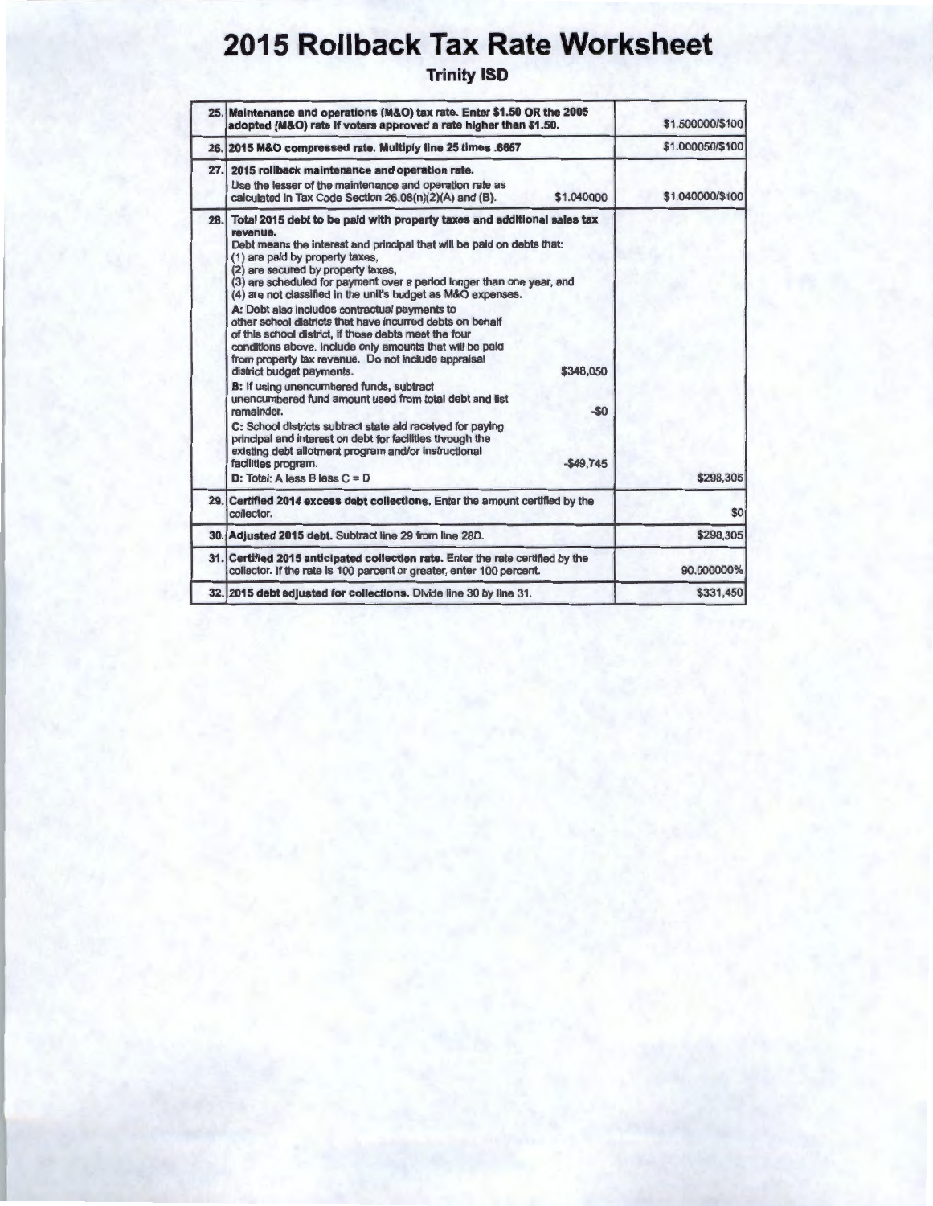# 2015 Rollback Tax Rate Worksheet

## Trinity ISD

| | | |
|---|---|---|
| 25. | **Maintenance and operations (M&O) tax rate. Enter $1.50 OR the 2005 adopted (M&O) rate if voters approved a rate higher than $1.50.** | $1.500000/$100 |
| 26. | **2015 M&O compressed rate. Multiply line 25 times .6667** | $1.000050/$100 |
| 27. | **2015 rollback maintenance and operation rate.**<br>Use the lesser of the maintenance and operation rate as calculated in Tax Code Section 26.08(n)(2)(A) and (B). $1.040000 | $1.040000/$100 |
| 28. | **Total 2015 debt to be paid with property taxes and additional sales tax revenue.**<br>Debt means the interest and principal that will be paid on debts that:<br>(1) are paid by property taxes,<br>(2) are secured by property taxes,<br>(3) are scheduled for payment over a period longer than one year, and<br>(4) are not classified in the unit's budget as M&O expenses.<br>A: Debt also includes contractual payments to other school districts that have incurred debts on behalf of this school district, if those debts meet the four conditions above. Include only amounts that will be paid from property tax revenue. Do not include appraisal district budget payments. $348,050<br>B: If using unencumbered funds, subtract unencumbered fund amount used from total debt and list remainder. -$0<br>C: School districts subtract state aid received for paying principal and interest on debt for facilities through the existing debt allotment program and/or instructional facilities program. -$49,745<br>D: Total: A less B less C = D | $298,305 |
| 29. | **Certified 2014 excess debt collections.** Enter the amount certified by the collector. | $0 |
| 30. | **Adjusted 2015 debt.** Subtract line 29 from line 28D. | $298,305 |
| 31. | **Certified 2015 anticipated collection rate.** Enter the rate certified by the collector. If the rate is 100 percent or greater, enter 100 percent. | 90.000000% |
| 32. | **2015 debt adjusted for collections.** Divide line 30 by line 31. | $331,450 |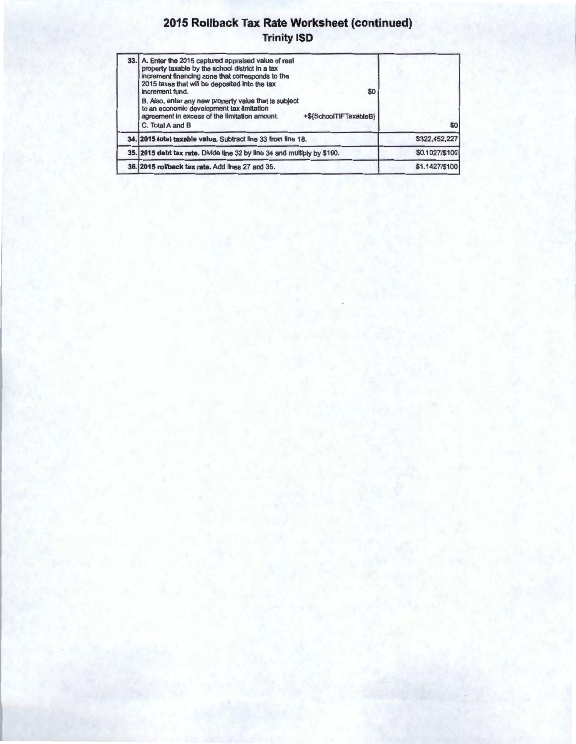# 2015 Rollback Tax Rate Worksheet (continued)

## Trinity ISD

| | | |
|---|---|---|
| 33. | A. Enter the 2015 captured appraised value of real property taxable by the school district in a tax increment financing zone that corresponds to the 2015 taxes that will be deposited into the tax increment fund. $0<br>B. Also, enter any new property value that is subject to an economic development tax limitation agreement in excess of the limitation amount. +${SchoolTIFTaxableB}<br>C. Total A and B | $0 |
| 34. | **2015 total taxable value.** Subtract line 33 from line 18. | $322,452,227 |
| 35. | **2015 debt tax rate.** Divide line 32 by line 34 and multiply by $100. | $0.1027/$100 |
| 36. | **2015 rollback tax rate.** Add lines 27 and 35. | $1.1427/$100 |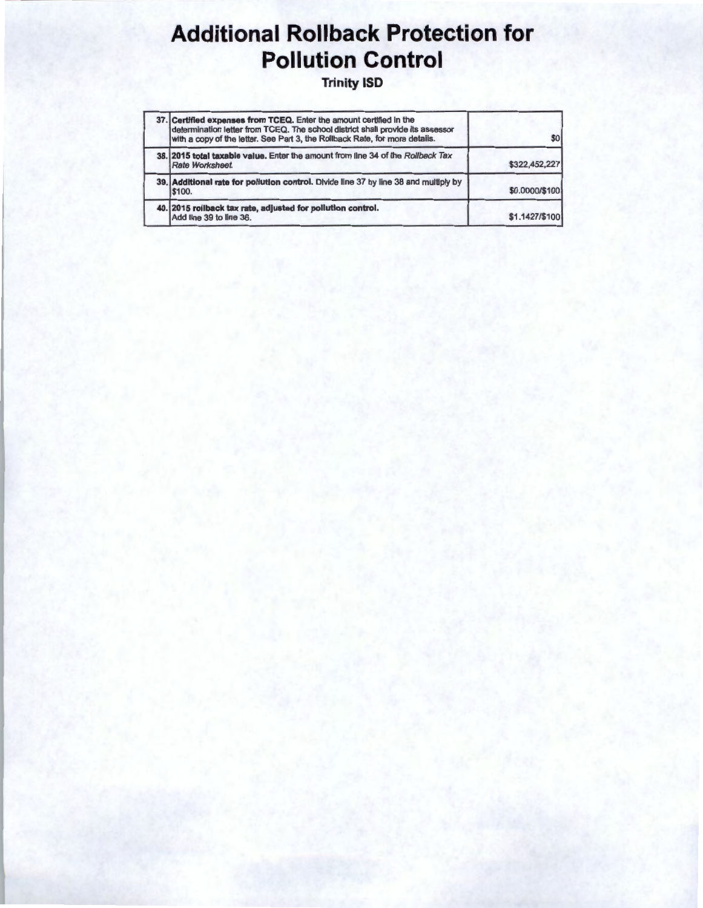# Additional Rollback Protection for Pollution Control

### Trinity ISD

| | | |
|---|---|---|
| 37. | **Certified expenses from TCEQ.** Enter the amount certified in the determination letter from TCEQ. The school district shall provide its assessor with a copy of the letter. See Part 3, the Rollback Rate, for more details. | $0 |
| 38. | **2015 total taxable value.** Enter the amount from line 34 of the *Rollback Tax Rate Worksheet.* | $322,452,227 |
| 39. | **Additional rate for pollution control.** Divide line 37 by line 38 and multiply by $100. | $0.0000/$100 |
| 40. | **2015 rollback tax rate, adjusted for pollution control.** Add line 39 to line 36. | $1.1427/$100 |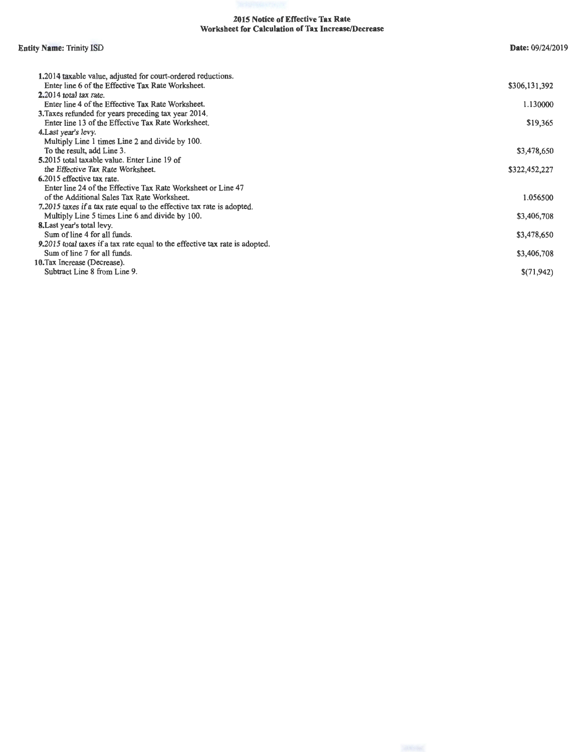**2015 Notice of Effective Tax Rate**
**Worksheet for Calculation of Tax Increase/Decrease**

**Entity Name:** Trinity ISD **Date:** 09/24/2019

| | |
|---|---|
| **1.**2014 taxable value, adjusted for court-ordered reductions.<br>Enter line 6 of the Effective Tax Rate Worksheet. | $306,131,392 |
| **2.**2014 *total tax rate.*<br>Enter line 4 of the Effective Tax Rate Worksheet. | 1.130000 |
| **3.**Taxes refunded for years preceding tax year 2014.<br>Enter line 13 of the Effective Tax Rate Worksheet. | $19,365 |
| **4.***Last year's levy.*<br>Multiply Line 1 times Line 2 and divide by 100.<br>To the result, add Line 3. | $3,478,650 |
| **5.**2015 total taxable value. Enter Line 19 of<br>*the Effective Tax Rate Worksheet.* | $322,452,227 |
| **6.**2015 effective tax rate.<br>Enter line 24 of the Effective Tax Rate Worksheet or Line 47<br>of the Additional Sales Tax Rate Worksheet. | 1.056500 |
| **7.***2015 taxes if* a tax rate equal to the effective tax rate is adopted.<br>Multiply Line 5 times Line 6 and divide by 100. | $3,406,708 |
| **8.**Last year's total levy.<br>Sum of line 4 for all funds. | $3,478,650 |
| **9.***2015 total taxes* if a tax rate equal to the effective tax rate is adopted.<br>Sum of line 7 for all funds. | $3,406,708 |
| **10.**Tax Increase (Decrease).<br>Subtract Line 8 from Line 9. | $(71,942) |